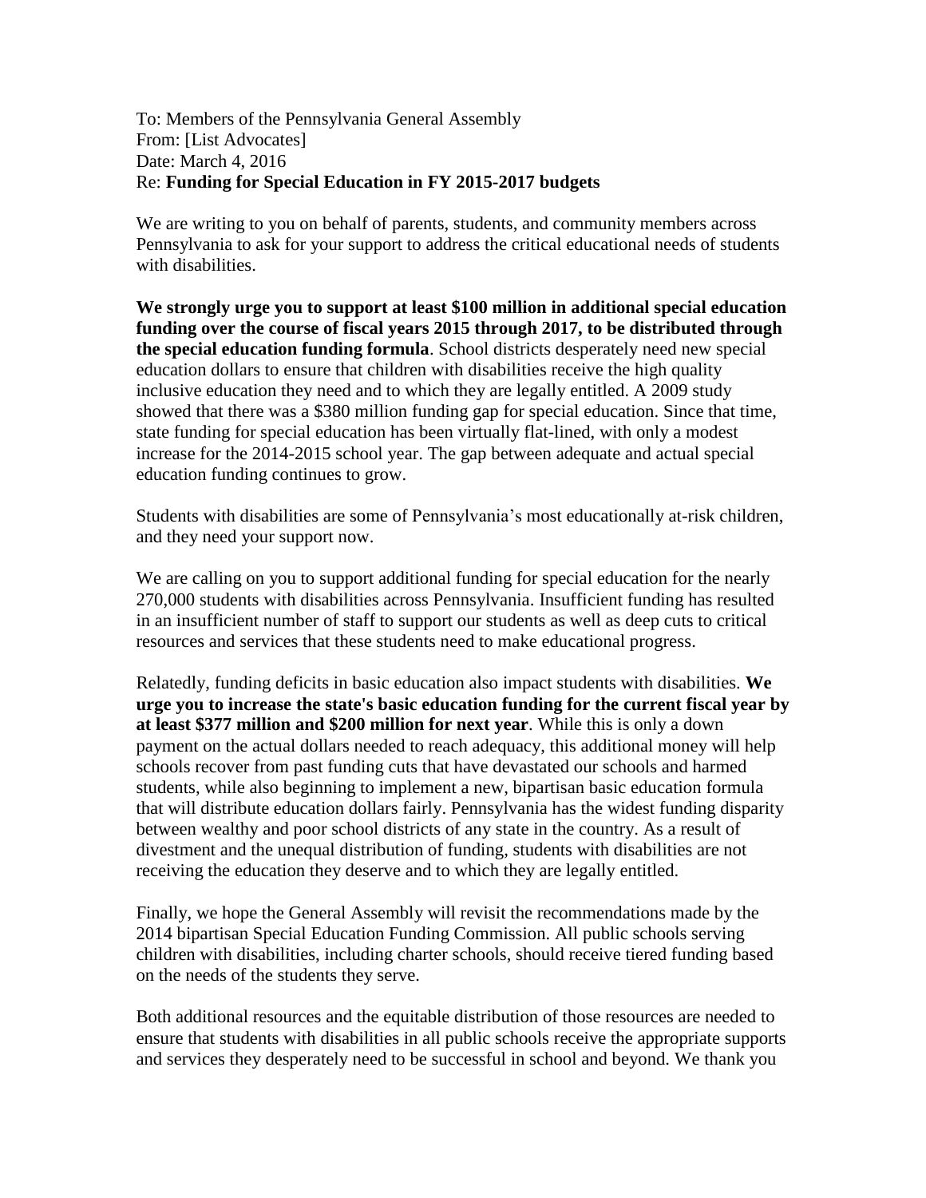To: Members of the Pennsylvania General Assembly
From: [List Advocates]
Date: March 4, 2016
Re: **Funding for Special Education in FY 2015-2017 budgets**

We are writing to you on behalf of parents, students, and community members across Pennsylvania to ask for your support to address the critical educational needs of students with disabilities.

**We strongly urge you to support at least $100 million in additional special education funding over the course of fiscal years 2015 through 2017, to be distributed through the special education funding formula**. School districts desperately need new special education dollars to ensure that children with disabilities receive the high quality inclusive education they need and to which they are legally entitled. A 2009 study showed that there was a $380 million funding gap for special education. Since that time, state funding for special education has been virtually flat-lined, with only a modest increase for the 2014-2015 school year. The gap between adequate and actual special education funding continues to grow.

Students with disabilities are some of Pennsylvania's most educationally at-risk children, and they need your support now.

We are calling on you to support additional funding for special education for the nearly 270,000 students with disabilities across Pennsylvania. Insufficient funding has resulted in an insufficient number of staff to support our students as well as deep cuts to critical resources and services that these students need to make educational progress.

Relatedly, funding deficits in basic education also impact students with disabilities. **We urge you to increase the state's basic education funding for the current fiscal year by at least $377 million and $200 million for next year**. While this is only a down payment on the actual dollars needed to reach adequacy, this additional money will help schools recover from past funding cuts that have devastated our schools and harmed students, while also beginning to implement a new, bipartisan basic education formula that will distribute education dollars fairly. Pennsylvania has the widest funding disparity between wealthy and poor school districts of any state in the country. As a result of divestment and the unequal distribution of funding, students with disabilities are not receiving the education they deserve and to which they are legally entitled.

Finally, we hope the General Assembly will revisit the recommendations made by the 2014 bipartisan Special Education Funding Commission. All public schools serving children with disabilities, including charter schools, should receive tiered funding based on the needs of the students they serve.

Both additional resources and the equitable distribution of those resources are needed to ensure that students with disabilities in all public schools receive the appropriate supports and services they desperately need to be successful in school and beyond. We thank you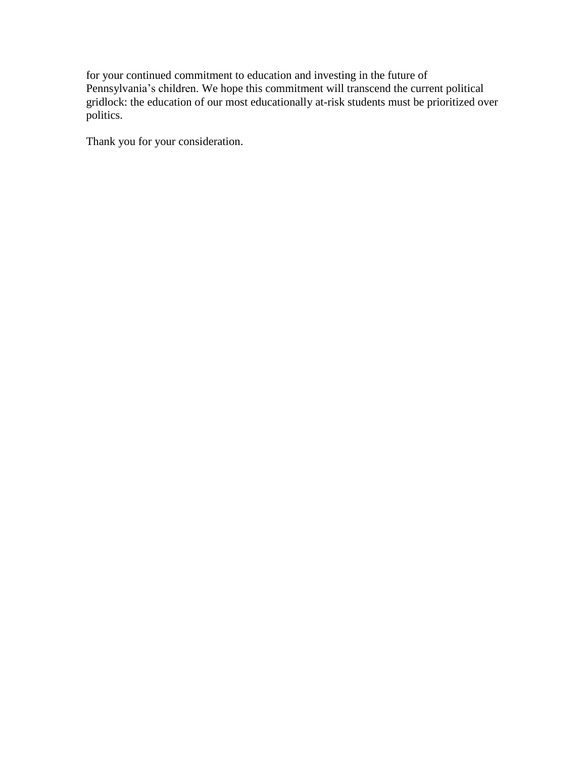for your continued commitment to education and investing in the future of Pennsylvania's children. We hope this commitment will transcend the current political gridlock: the education of our most educationally at-risk students must be prioritized over politics.

Thank you for your consideration.